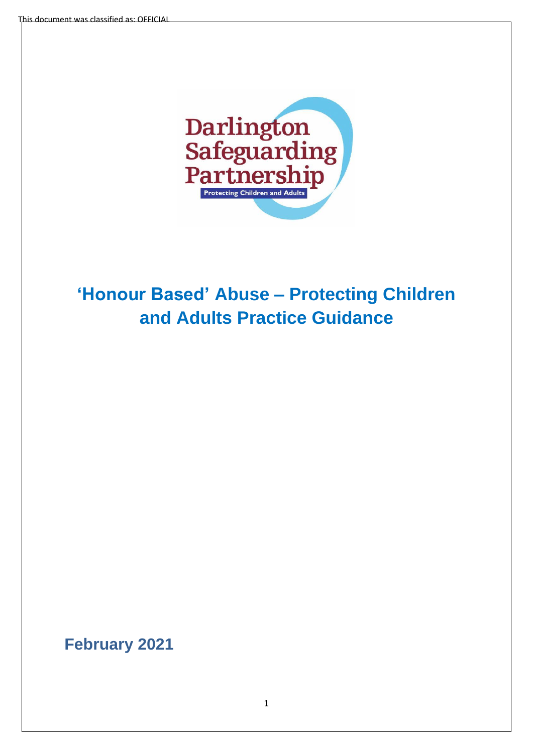This document was classified as: OFFICIAL

Darlington Safeguarding Partnership

Protecting Children and Adults

# 'Honour Based' Abuse – Protecting Children and Adults Practice Guidance

**February 2021**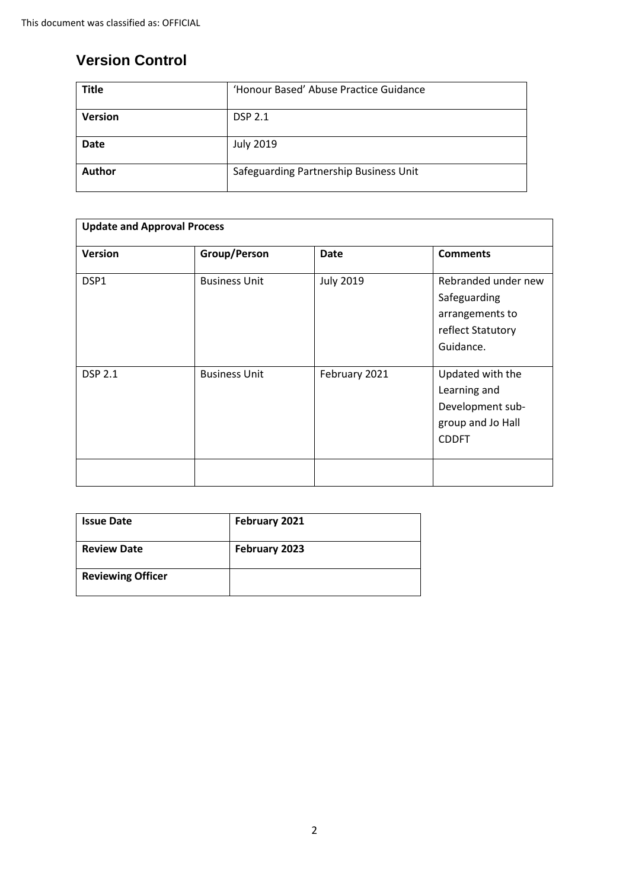This document was classified as: OFFICIAL

# Version Control

| Title | 'Honour Based' Abuse Practice Guidance |
| --- | --- |
| Version | DSP 2.1 |
| Date | July 2019 |
| Author | Safeguarding Partnership Business Unit |

| Update and Approval Process | | | |
| --- | --- | --- | --- |
| **Version** | **Group/Person** | **Date** | **Comments** |
| DSP1 | Business Unit | July 2019 | Rebranded under new Safeguarding arrangements to reflect Statutory Guidance. |
| DSP 2.1 | Business Unit | February 2021 | Updated with the Learning and Development sub-group and Jo Hall CDDFT |
| | | | |

| Issue Date | February 2021 |
| --- | --- |
| **Review Date** | **February 2023** |
| **Reviewing Officer** | |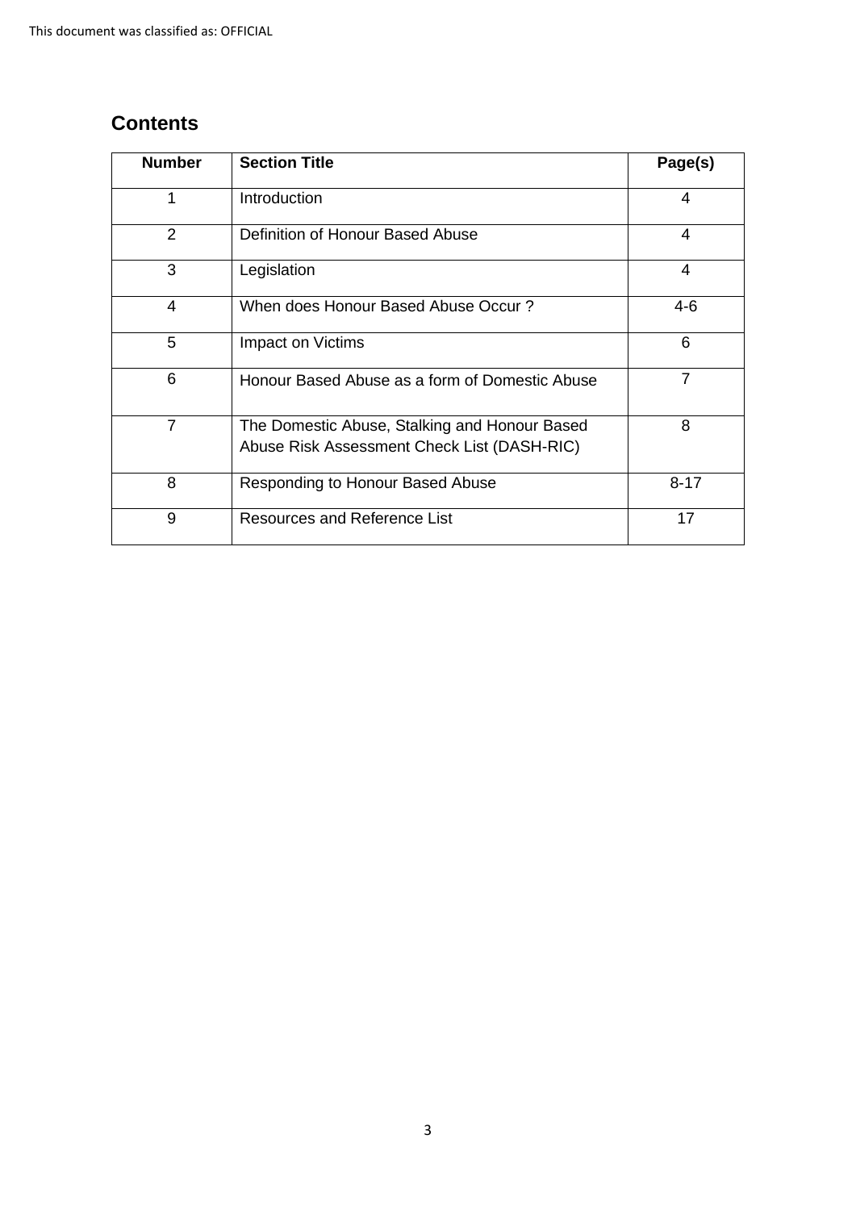## Contents

| Number | Section Title | Page(s) |
|---|---|---|
| 1 | Introduction | 4 |
| 2 | Definition of Honour Based Abuse | 4 |
| 3 | Legislation | 4 |
| 4 | When does Honour Based Abuse Occur ? | 4-6 |
| 5 | Impact on Victims | 6 |
| 6 | Honour Based Abuse as a form of Domestic Abuse | 7 |
| 7 | The Domestic Abuse, Stalking and Honour Based Abuse Risk Assessment Check List (DASH-RIC) | 8 |
| 8 | Responding to Honour Based Abuse | 8-17 |
| 9 | Resources and Reference List | 17 |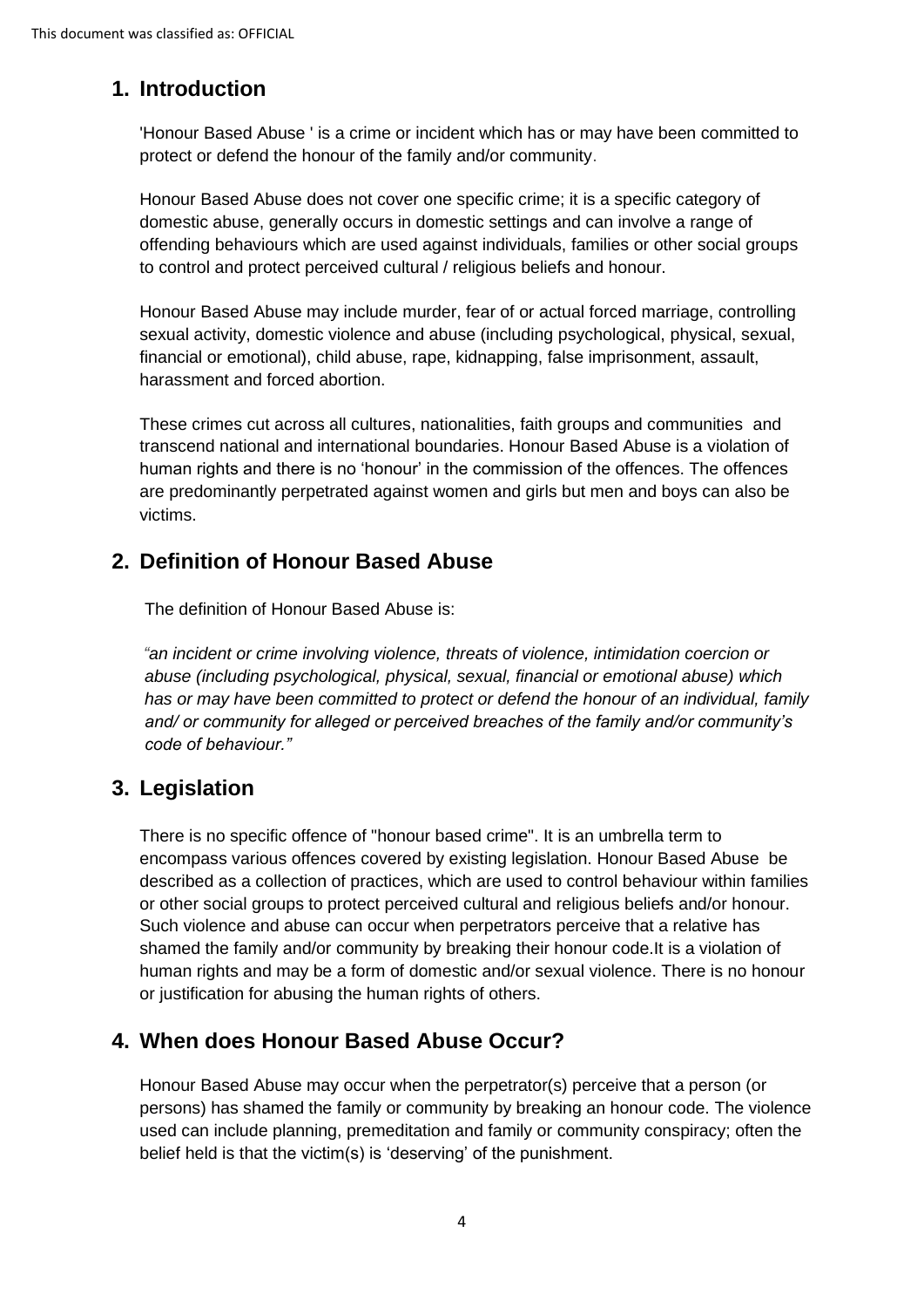## 1. Introduction

'Honour Based Abuse ' is a crime or incident which has or may have been committed to protect or defend the honour of the family and/or community.

Honour Based Abuse does not cover one specific crime; it is a specific category of domestic abuse, generally occurs in domestic settings and can involve a range of offending behaviours which are used against individuals, families or other social groups to control and protect perceived cultural / religious beliefs and honour.

Honour Based Abuse may include murder, fear of or actual forced marriage, controlling sexual activity, domestic violence and abuse (including psychological, physical, sexual, financial or emotional), child abuse, rape, kidnapping, false imprisonment, assault, harassment and forced abortion.

These crimes cut across all cultures, nationalities, faith groups and communities and transcend national and international boundaries. Honour Based Abuse is a violation of human rights and there is no 'honour' in the commission of the offences. The offences are predominantly perpetrated against women and girls but men and boys can also be victims.

## 2. Definition of Honour Based Abuse

The definition of Honour Based Abuse is:

*"an incident or crime involving violence, threats of violence, intimidation coercion or abuse (including psychological, physical, sexual, financial or emotional abuse) which has or may have been committed to protect or defend the honour of an individual, family and/ or community for alleged or perceived breaches of the family and/or community's code of behaviour."*

## 3. Legislation

There is no specific offence of "honour based crime". It is an umbrella term to encompass various offences covered by existing legislation. Honour Based Abuse be described as a collection of practices, which are used to control behaviour within families or other social groups to protect perceived cultural and religious beliefs and/or honour. Such violence and abuse can occur when perpetrators perceive that a relative has shamed the family and/or community by breaking their honour code.It is a violation of human rights and may be a form of domestic and/or sexual violence. There is no honour or justification for abusing the human rights of others.

## 4. When does Honour Based Abuse Occur?

Honour Based Abuse may occur when the perpetrator(s) perceive that a person (or persons) has shamed the family or community by breaking an honour code. The violence used can include planning, premeditation and family or community conspiracy; often the belief held is that the victim(s) is 'deserving' of the punishment.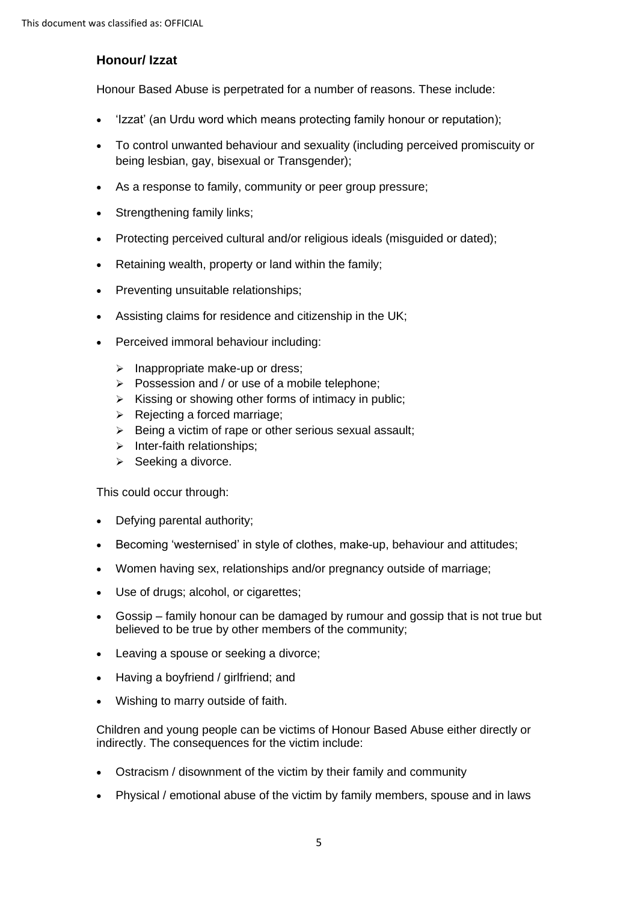### Honour/ Izzat

Honour Based Abuse is perpetrated for a number of reasons. These include:

- 'Izzat' (an Urdu word which means protecting family honour or reputation);
- To control unwanted behaviour and sexuality (including perceived promiscuity or being lesbian, gay, bisexual or Transgender);
- As a response to family, community or peer group pressure;
- Strengthening family links;
- Protecting perceived cultural and/or religious ideals (misguided or dated);
- Retaining wealth, property or land within the family;
- Preventing unsuitable relationships;
- Assisting claims for residence and citizenship in the UK;
- Perceived immoral behaviour including:
    - Inappropriate make-up or dress;
    - Possession and / or use of a mobile telephone;
    - Kissing or showing other forms of intimacy in public;
    - Rejecting a forced marriage;
    - Being a victim of rape or other serious sexual assault;
    - Inter-faith relationships;
    - Seeking a divorce.

This could occur through:

- Defying parental authority;
- Becoming 'westernised' in style of clothes, make-up, behaviour and attitudes;
- Women having sex, relationships and/or pregnancy outside of marriage;
- Use of drugs; alcohol, or cigarettes;
- Gossip – family honour can be damaged by rumour and gossip that is not true but believed to be true by other members of the community;
- Leaving a spouse or seeking a divorce;
- Having a boyfriend / girlfriend; and
- Wishing to marry outside of faith.

Children and young people can be victims of Honour Based Abuse either directly or indirectly. The consequences for the victim include:

- Ostracism / disownment of the victim by their family and community
- Physical / emotional abuse of the victim by family members, spouse and in laws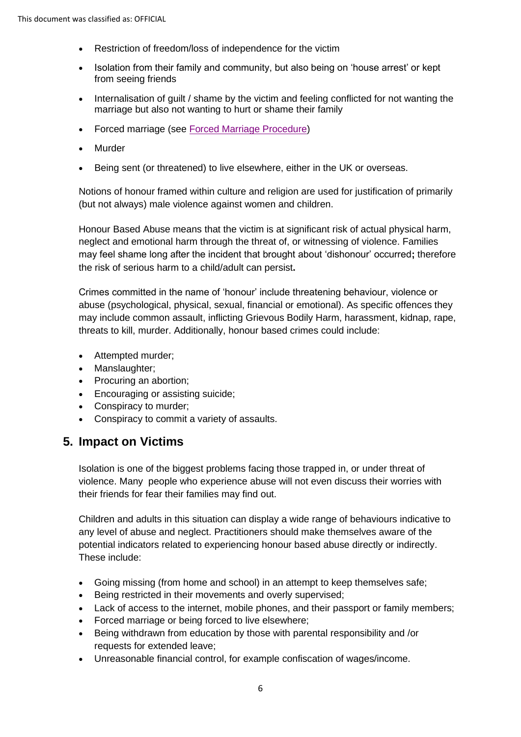- Restriction of freedom/loss of independence for the victim
- Isolation from their family and community, but also being on 'house arrest' or kept from seeing friends
- Internalisation of guilt / shame by the victim and feeling conflicted for not wanting the marriage but also not wanting to hurt or shame their family
- Forced marriage (see [Forced Marriage Procedure])
- Murder
- Being sent (or threatened) to live elsewhere, either in the UK or overseas.

Notions of honour framed within culture and religion are used for justification of primarily (but not always) male violence against women and children.

Honour Based Abuse means that the victim is at significant risk of actual physical harm, neglect and emotional harm through the threat of, or witnessing of violence. Families may feel shame long after the incident that brought about 'dishonour' occurred**;** therefore the risk of serious harm to a child/adult can persist**.**

Crimes committed in the name of 'honour' include threatening behaviour, violence or abuse (psychological, physical, sexual, financial or emotional). As specific offences they may include common assault, inflicting Grievous Bodily Harm, harassment, kidnap, rape, threats to kill, murder. Additionally, honour based crimes could include:

- Attempted murder;
- Manslaughter;
- Procuring an abortion;
- Encouraging or assisting suicide;
- Conspiracy to murder;
- Conspiracy to commit a variety of assaults.

## 5. Impact on Victims

Isolation is one of the biggest problems facing those trapped in, or under threat of violence. Many people who experience abuse will not even discuss their worries with their friends for fear their families may find out.

Children and adults in this situation can display a wide range of behaviours indicative to any level of abuse and neglect. Practitioners should make themselves aware of the potential indicators related to experiencing honour based abuse directly or indirectly. These include:

- Going missing (from home and school) in an attempt to keep themselves safe;
- Being restricted in their movements and overly supervised;
- Lack of access to the internet, mobile phones, and their passport or family members;
- Forced marriage or being forced to live elsewhere;
- Being withdrawn from education by those with parental responsibility and /or requests for extended leave;
- Unreasonable financial control, for example confiscation of wages/income.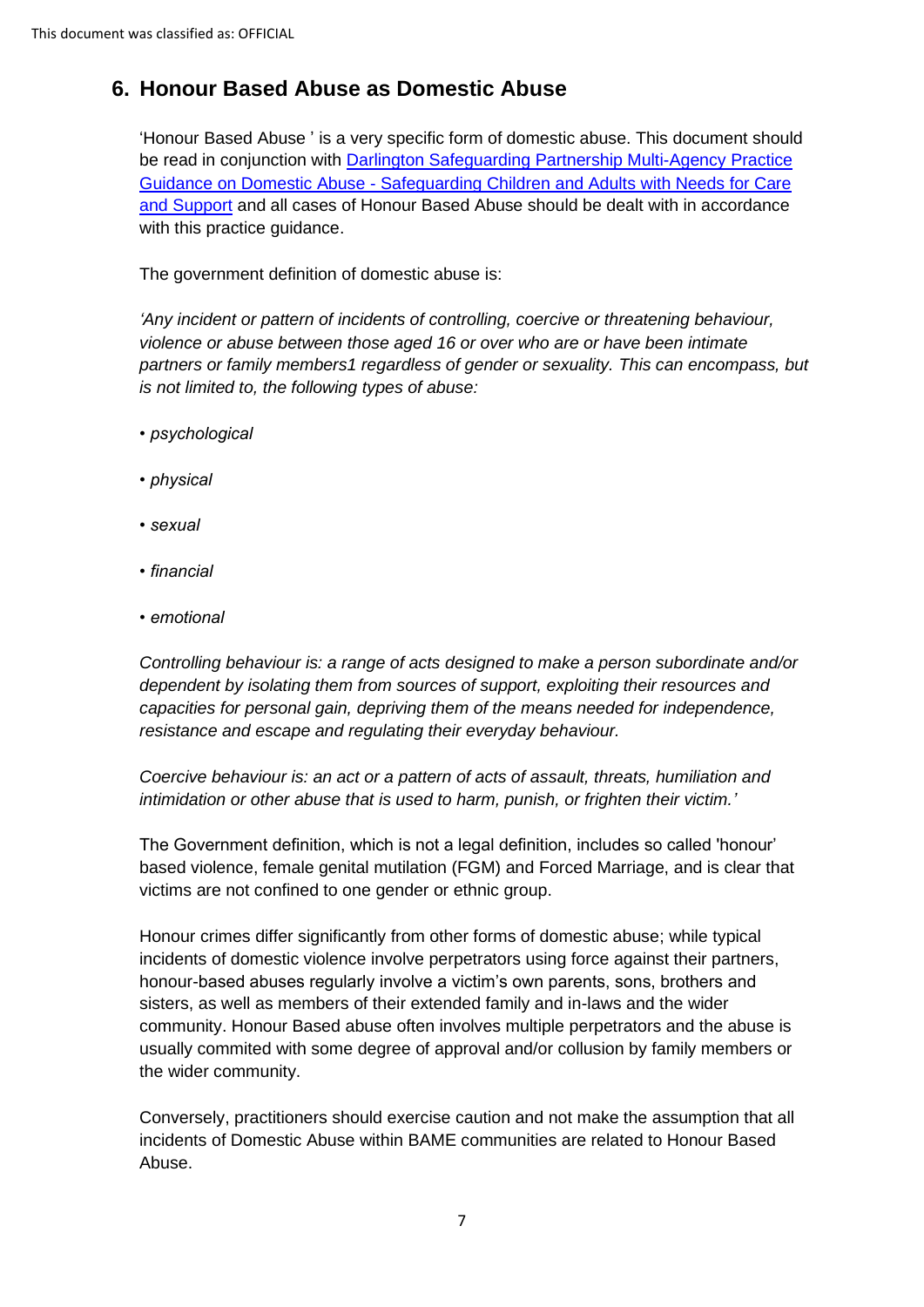## 6. Honour Based Abuse as Domestic Abuse

'Honour Based Abuse ' is a very specific form of domestic abuse. This document should be read in conjunction with [Darlington Safeguarding Partnership Multi-Agency Practice Guidance on Domestic Abuse - Safeguarding Children and Adults with Needs for Care and Support] and all cases of Honour Based Abuse should be dealt with in accordance with this practice guidance.

The government definition of domestic abuse is:

*'Any incident or pattern of incidents of controlling, coercive or threatening behaviour, violence or abuse between those aged 16 or over who are or have been intimate partners or family members1 regardless of gender or sexuality. This can encompass, but is not limited to, the following types of abuse:*

- *psychological*
- *physical*
- *sexual*
- *financial*
- *emotional*

*Controlling behaviour is: a range of acts designed to make a person subordinate and/or dependent by isolating them from sources of support, exploiting their resources and capacities for personal gain, depriving them of the means needed for independence, resistance and escape and regulating their everyday behaviour.*

*Coercive behaviour is: an act or a pattern of acts of assault, threats, humiliation and intimidation or other abuse that is used to harm, punish, or frighten their victim.'*

The Government definition, which is not a legal definition, includes so called 'honour' based violence, female genital mutilation (FGM) and Forced Marriage, and is clear that victims are not confined to one gender or ethnic group.

Honour crimes differ significantly from other forms of domestic abuse; while typical incidents of domestic violence involve perpetrators using force against their partners, honour-based abuses regularly involve a victim's own parents, sons, brothers and sisters, as well as members of their extended family and in-laws and the wider community. Honour Based abuse often involves multiple perpetrators and the abuse is usually commited with some degree of approval and/or collusion by family members or the wider community.

Conversely, practitioners should exercise caution and not make the assumption that all incidents of Domestic Abuse within BAME communities are related to Honour Based Abuse.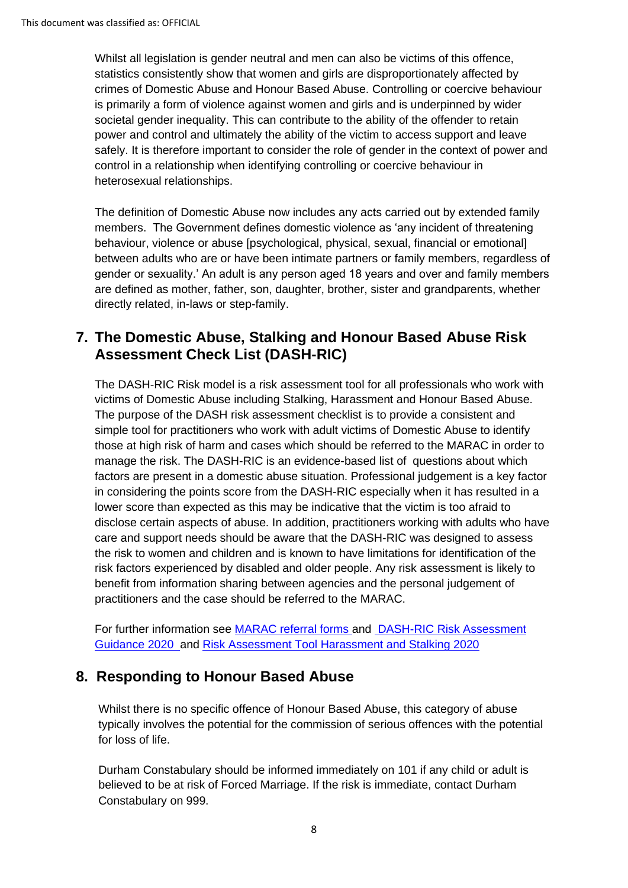Whilst all legislation is gender neutral and men can also be victims of this offence, statistics consistently show that women and girls are disproportionately affected by crimes of Domestic Abuse and Honour Based Abuse. Controlling or coercive behaviour is primarily a form of violence against women and girls and is underpinned by wider societal gender inequality. This can contribute to the ability of the offender to retain power and control and ultimately the ability of the victim to access support and leave safely. It is therefore important to consider the role of gender in the context of power and control in a relationship when identifying controlling or coercive behaviour in heterosexual relationships.

The definition of Domestic Abuse now includes any acts carried out by extended family members. The Government defines domestic violence as 'any incident of threatening behaviour, violence or abuse [psychological, physical, sexual, financial or emotional] between adults who are or have been intimate partners or family members, regardless of gender or sexuality.' An adult is any person aged 18 years and over and family members are defined as mother, father, son, daughter, brother, sister and grandparents, whether directly related, in-laws or step-family.

## 7. The Domestic Abuse, Stalking and Honour Based Abuse Risk Assessment Check List (DASH-RIC)

The DASH-RIC Risk model is a risk assessment tool for all professionals who work with victims of Domestic Abuse including Stalking, Harassment and Honour Based Abuse. The purpose of the DASH risk assessment checklist is to provide a consistent and simple tool for practitioners who work with adult victims of Domestic Abuse to identify those at high risk of harm and cases which should be referred to the MARAC in order to manage the risk. The DASH-RIC is an evidence-based list of questions about which factors are present in a domestic abuse situation. Professional judgement is a key factor in considering the points score from the DASH-RIC especially when it has resulted in a lower score than expected as this may be indicative that the victim is too afraid to disclose certain aspects of abuse. In addition, practitioners working with adults who have care and support needs should be aware that the DASH-RIC was designed to assess the risk to women and children and is known to have limitations for identification of the risk factors experienced by disabled and older people. Any risk assessment is likely to benefit from information sharing between agencies and the personal judgement of practitioners and the case should be referred to the MARAC.

For further information see MARAC referral forms and DASH-RIC Risk Assessment Guidance 2020 and Risk Assessment Tool Harassment and Stalking 2020

## 8. Responding to Honour Based Abuse

Whilst there is no specific offence of Honour Based Abuse, this category of abuse typically involves the potential for the commission of serious offences with the potential for loss of life.

Durham Constabulary should be informed immediately on 101 if any child or adult is believed to be at risk of Forced Marriage. If the risk is immediate, contact Durham Constabulary on 999.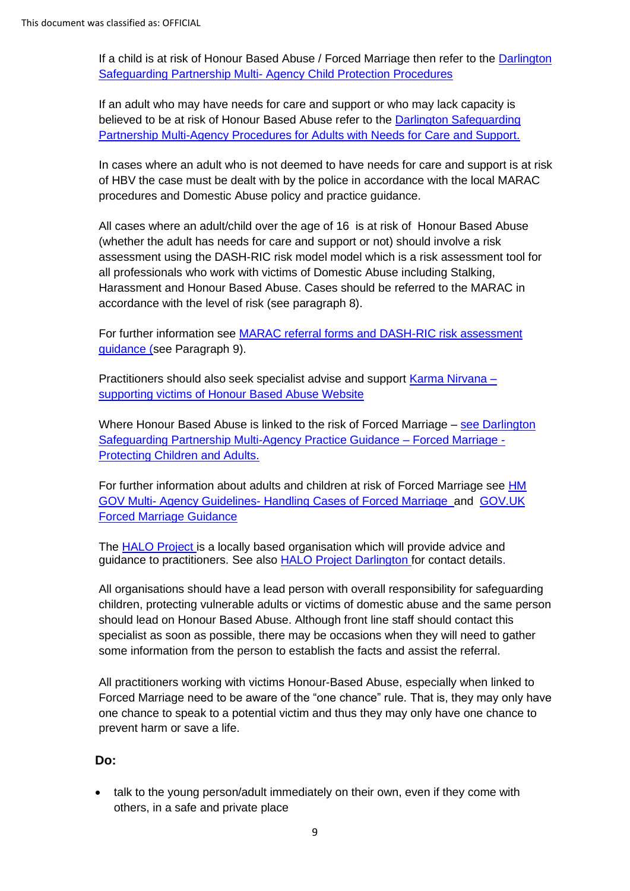If a child is at risk of Honour Based Abuse / Forced Marriage then refer to the Darlington Safeguarding Partnership Multi- Agency Child Protection Procedures

If an adult who may have needs for care and support or who may lack capacity is believed to be at risk of Honour Based Abuse refer to the Darlington Safeguarding Partnership Multi-Agency Procedures for Adults with Needs for Care and Support.

In cases where an adult who is not deemed to have needs for care and support is at risk of HBV the case must be dealt with by the police in accordance with the local MARAC procedures and Domestic Abuse policy and practice guidance.

All cases where an adult/child over the age of 16 is at risk of Honour Based Abuse (whether the adult has needs for care and support or not) should involve a risk assessment using the DASH-RIC risk model model which is a risk assessment tool for all professionals who work with victims of Domestic Abuse including Stalking, Harassment and Honour Based Abuse. Cases should be referred to the MARAC in accordance with the level of risk (see paragraph 8).

For further information see MARAC referral forms and DASH-RIC risk assessment guidance (see Paragraph 9).

Practitioners should also seek specialist advise and support Karma Nirvana – supporting victims of Honour Based Abuse Website

Where Honour Based Abuse is linked to the risk of Forced Marriage – see Darlington Safeguarding Partnership Multi-Agency Practice Guidance – Forced Marriage - Protecting Children and Adults.

For further information about adults and children at risk of Forced Marriage see HM GOV Multi- Agency Guidelines- Handling Cases of Forced Marriage and GOV.UK Forced Marriage Guidance

The HALO Project is a locally based organisation which will provide advice and guidance to practitioners. See also HALO Project Darlington for contact details.

All organisations should have a lead person with overall responsibility for safeguarding children, protecting vulnerable adults or victims of domestic abuse and the same person should lead on Honour Based Abuse. Although front line staff should contact this specialist as soon as possible, there may be occasions when they will need to gather some information from the person to establish the facts and assist the referral.

All practitioners working with victims Honour-Based Abuse, especially when linked to Forced Marriage need to be aware of the "one chance" rule. That is, they may only have one chance to speak to a potential victim and thus they may only have one chance to prevent harm or save a life.

**Do:**

- talk to the young person/adult immediately on their own, even if they come with others, in a safe and private place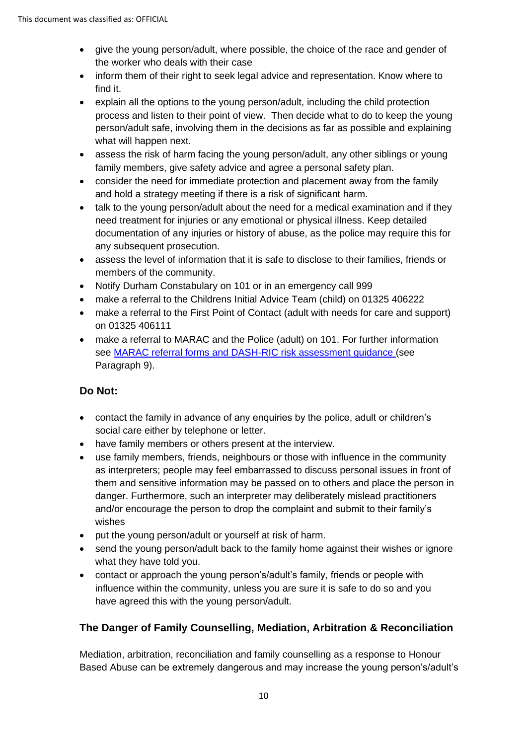- give the young person/adult, where possible, the choice of the race and gender of the worker who deals with their case
- inform them of their right to seek legal advice and representation. Know where to find it.
- explain all the options to the young person/adult, including the child protection process and listen to their point of view. Then decide what to do to keep the young person/adult safe, involving them in the decisions as far as possible and explaining what will happen next.
- assess the risk of harm facing the young person/adult, any other siblings or young family members, give safety advice and agree a personal safety plan.
- consider the need for immediate protection and placement away from the family and hold a strategy meeting if there is a risk of significant harm.
- talk to the young person/adult about the need for a medical examination and if they need treatment for injuries or any emotional or physical illness. Keep detailed documentation of any injuries or history of abuse, as the police may require this for any subsequent prosecution.
- assess the level of information that it is safe to disclose to their families, friends or members of the community.
- Notify Durham Constabulary on 101 or in an emergency call 999
- make a referral to the Childrens Initial Advice Team (child) on 01325 406222
- make a referral to the First Point of Contact (adult with needs for care and support) on 01325 406111
- make a referral to MARAC and the Police (adult) on 101. For further information see MARAC referral forms and DASH-RIC risk assessment guidance (see Paragraph 9).

**Do Not:**

- contact the family in advance of any enquiries by the police, adult or children's social care either by telephone or letter.
- have family members or others present at the interview.
- use family members, friends, neighbours or those with influence in the community as interpreters; people may feel embarrassed to discuss personal issues in front of them and sensitive information may be passed on to others and place the person in danger. Furthermore, such an interpreter may deliberately mislead practitioners and/or encourage the person to drop the complaint and submit to their family's wishes
- put the young person/adult or yourself at risk of harm.
- send the young person/adult back to the family home against their wishes or ignore what they have told you.
- contact or approach the young person's/adult's family, friends or people with influence within the community, unless you are sure it is safe to do so and you have agreed this with the young person/adult.

### The Danger of Family Counselling, Mediation, Arbitration & Reconciliation

Mediation, arbitration, reconciliation and family counselling as a response to Honour Based Abuse can be extremely dangerous and may increase the young person's/adult's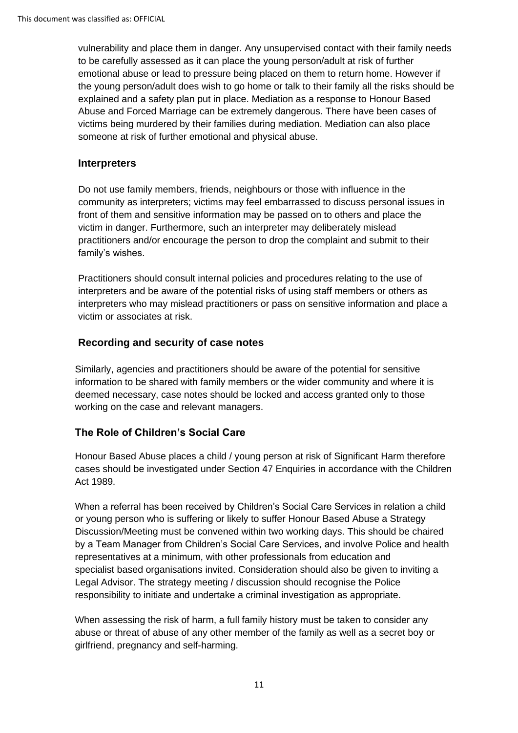vulnerability and place them in danger. Any unsupervised contact with their family needs to be carefully assessed as it can place the young person/adult at risk of further emotional abuse or lead to pressure being placed on them to return home. However if the young person/adult does wish to go home or talk to their family all the risks should be explained and a safety plan put in place. Mediation as a response to Honour Based Abuse and Forced Marriage can be extremely dangerous. There have been cases of victims being murdered by their families during mediation. Mediation can also place someone at risk of further emotional and physical abuse.

### Interpreters

Do not use family members, friends, neighbours or those with influence in the community as interpreters; victims may feel embarrassed to discuss personal issues in front of them and sensitive information may be passed on to others and place the victim in danger. Furthermore, such an interpreter may deliberately mislead practitioners and/or encourage the person to drop the complaint and submit to their family's wishes.

Practitioners should consult internal policies and procedures relating to the use of interpreters and be aware of the potential risks of using staff members or others as interpreters who may mislead practitioners or pass on sensitive information and place a victim or associates at risk.

### Recording and security of case notes

Similarly, agencies and practitioners should be aware of the potential for sensitive information to be shared with family members or the wider community and where it is deemed necessary, case notes should be locked and access granted only to those working on the case and relevant managers.

### The Role of Children's Social Care

Honour Based Abuse places a child / young person at risk of Significant Harm therefore cases should be investigated under Section 47 Enquiries in accordance with the Children Act 1989.

When a referral has been received by Children's Social Care Services in relation a child or young person who is suffering or likely to suffer Honour Based Abuse a Strategy Discussion/Meeting must be convened within two working days. This should be chaired by a Team Manager from Children's Social Care Services, and involve Police and health representatives at a minimum, with other professionals from education and specialist based organisations invited. Consideration should also be given to inviting a Legal Advisor. The strategy meeting / discussion should recognise the Police responsibility to initiate and undertake a criminal investigation as appropriate.

When assessing the risk of harm, a full family history must be taken to consider any abuse or threat of abuse of any other member of the family as well as a secret boy or girlfriend, pregnancy and self-harming.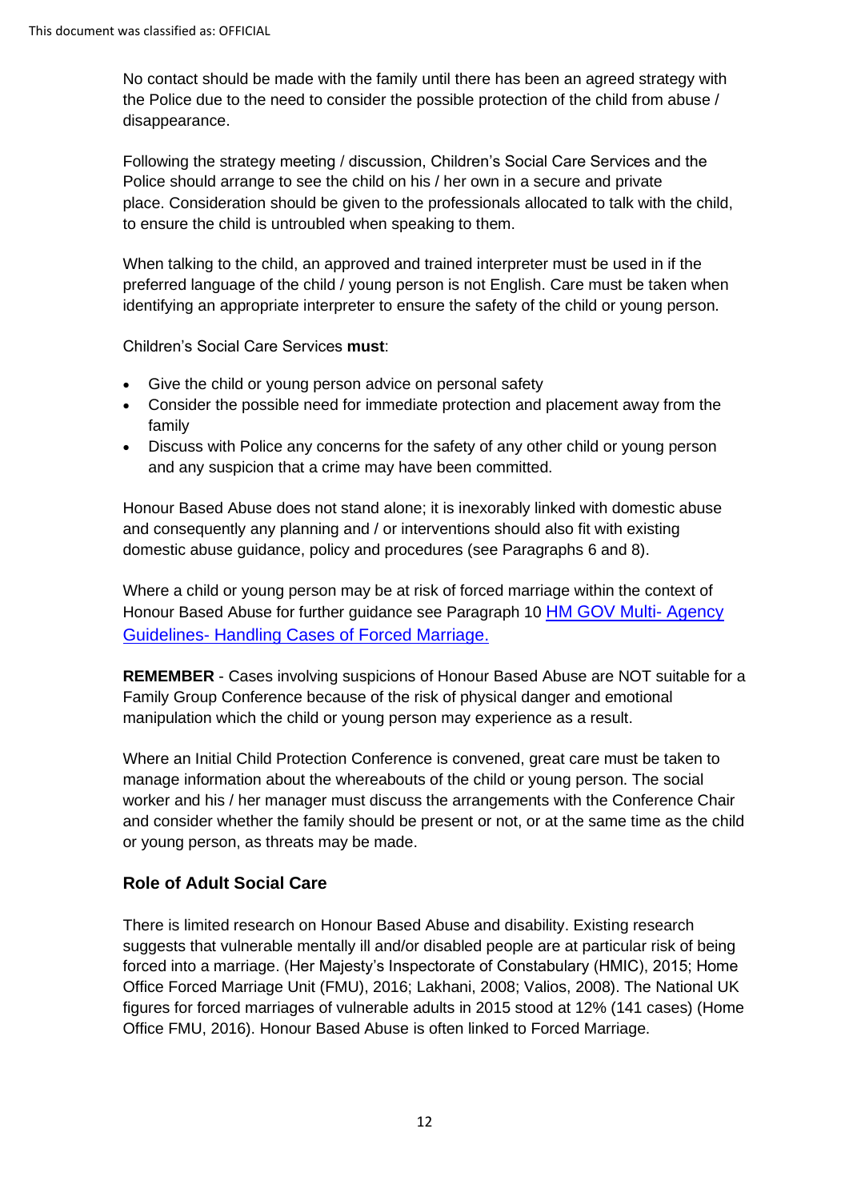No contact should be made with the family until there has been an agreed strategy with the Police due to the need to consider the possible protection of the child from abuse / disappearance.

Following the strategy meeting / discussion, Children's Social Care Services and the Police should arrange to see the child on his / her own in a secure and private place. Consideration should be given to the professionals allocated to talk with the child, to ensure the child is untroubled when speaking to them.

When talking to the child, an approved and trained interpreter must be used in if the preferred language of the child / young person is not English. Care must be taken when identifying an appropriate interpreter to ensure the safety of the child or young person.

Children's Social Care Services **must**:

- Give the child or young person advice on personal safety
- Consider the possible need for immediate protection and placement away from the family
- Discuss with Police any concerns for the safety of any other child or young person and any suspicion that a crime may have been committed.

Honour Based Abuse does not stand alone; it is inexorably linked with domestic abuse and consequently any planning and / or interventions should also fit with existing domestic abuse guidance, policy and procedures (see Paragraphs 6 and 8).

Where a child or young person may be at risk of forced marriage within the context of Honour Based Abuse for further guidance see Paragraph 10 [HM GOV Multi- Agency Guidelines- Handling Cases of Forced Marriage.]()

**REMEMBER** - Cases involving suspicions of Honour Based Abuse are NOT suitable for a Family Group Conference because of the risk of physical danger and emotional manipulation which the child or young person may experience as a result.

Where an Initial Child Protection Conference is convened, great care must be taken to manage information about the whereabouts of the child or young person. The social worker and his / her manager must discuss the arrangements with the Conference Chair and consider whether the family should be present or not, or at the same time as the child or young person, as threats may be made.

## Role of Adult Social Care

There is limited research on Honour Based Abuse and disability. Existing research suggests that vulnerable mentally ill and/or disabled people are at particular risk of being forced into a marriage. (Her Majesty's Inspectorate of Constabulary (HMIC), 2015; Home Office Forced Marriage Unit (FMU), 2016; Lakhani, 2008; Valios, 2008). The National UK figures for forced marriages of vulnerable adults in 2015 stood at 12% (141 cases) (Home Office FMU, 2016). Honour Based Abuse is often linked to Forced Marriage.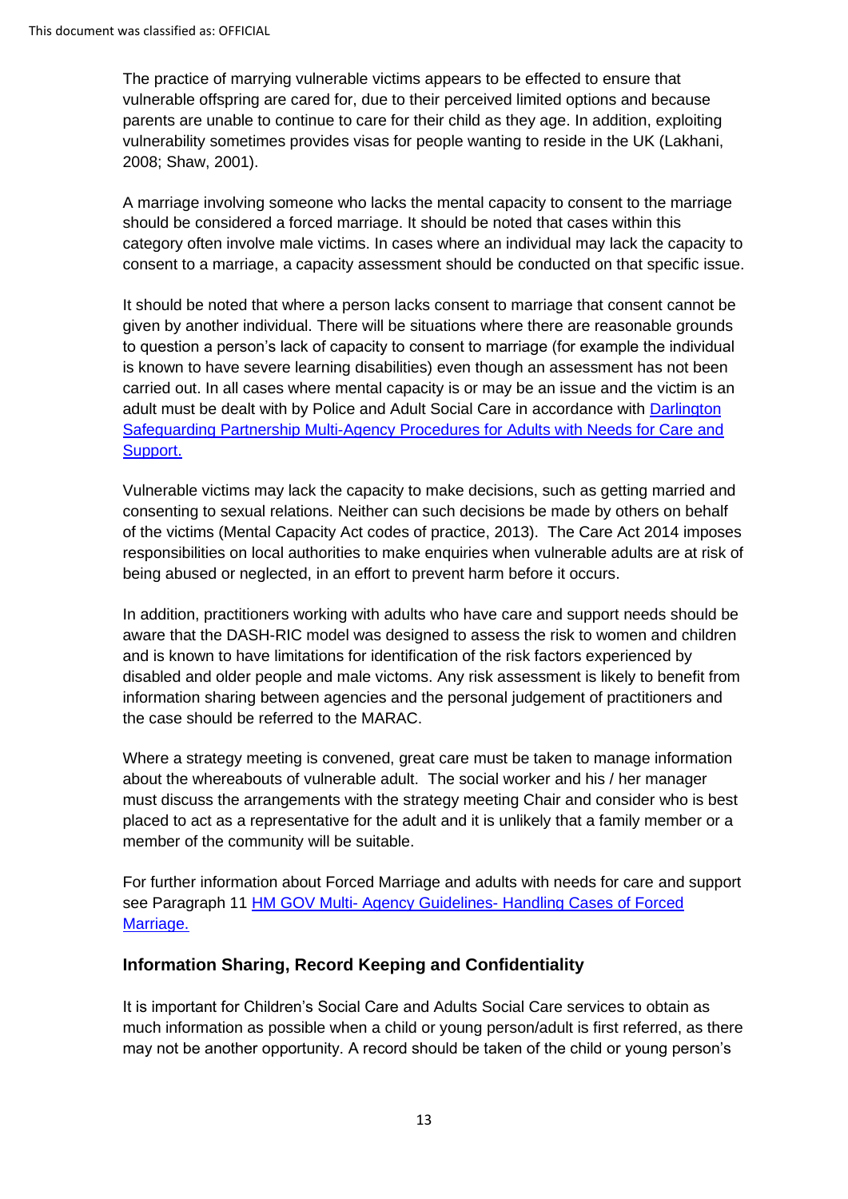The practice of marrying vulnerable victims appears to be effected to ensure that vulnerable offspring are cared for, due to their perceived limited options and because parents are unable to continue to care for their child as they age. In addition, exploiting vulnerability sometimes provides visas for people wanting to reside in the UK (Lakhani, 2008; Shaw, 2001).

A marriage involving someone who lacks the mental capacity to consent to the marriage should be considered a forced marriage. It should be noted that cases within this category often involve male victims. In cases where an individual may lack the capacity to consent to a marriage, a capacity assessment should be conducted on that specific issue.

It should be noted that where a person lacks consent to marriage that consent cannot be given by another individual. There will be situations where there are reasonable grounds to question a person's lack of capacity to consent to marriage (for example the individual is known to have severe learning disabilities) even though an assessment has not been carried out. In all cases where mental capacity is or may be an issue and the victim is an adult must be dealt with by Police and Adult Social Care in accordance with [Darlington Safeguarding Partnership Multi-Agency Procedures for Adults with Needs for Care and Support.]()

Vulnerable victims may lack the capacity to make decisions, such as getting married and consenting to sexual relations. Neither can such decisions be made by others on behalf of the victims (Mental Capacity Act codes of practice, 2013). The Care Act 2014 imposes responsibilities on local authorities to make enquiries when vulnerable adults are at risk of being abused or neglected, in an effort to prevent harm before it occurs.

In addition, practitioners working with adults who have care and support needs should be aware that the DASH-RIC model was designed to assess the risk to women and children and is known to have limitations for identification of the risk factors experienced by disabled and older people and male victims. Any risk assessment is likely to benefit from information sharing between agencies and the personal judgement of practitioners and the case should be referred to the MARAC.

Where a strategy meeting is convened, great care must be taken to manage information about the whereabouts of vulnerable adult. The social worker and his / her manager must discuss the arrangements with the strategy meeting Chair and consider who is best placed to act as a representative for the adult and it is unlikely that a family member or a member of the community will be suitable.

For further information about Forced Marriage and adults with needs for care and support see Paragraph 11 [HM GOV Multi- Agency Guidelines- Handling Cases of Forced Marriage.]()

## Information Sharing, Record Keeping and Confidentiality

It is important for Children's Social Care and Adults Social Care services to obtain as much information as possible when a child or young person/adult is first referred, as there may not be another opportunity. A record should be taken of the child or young person's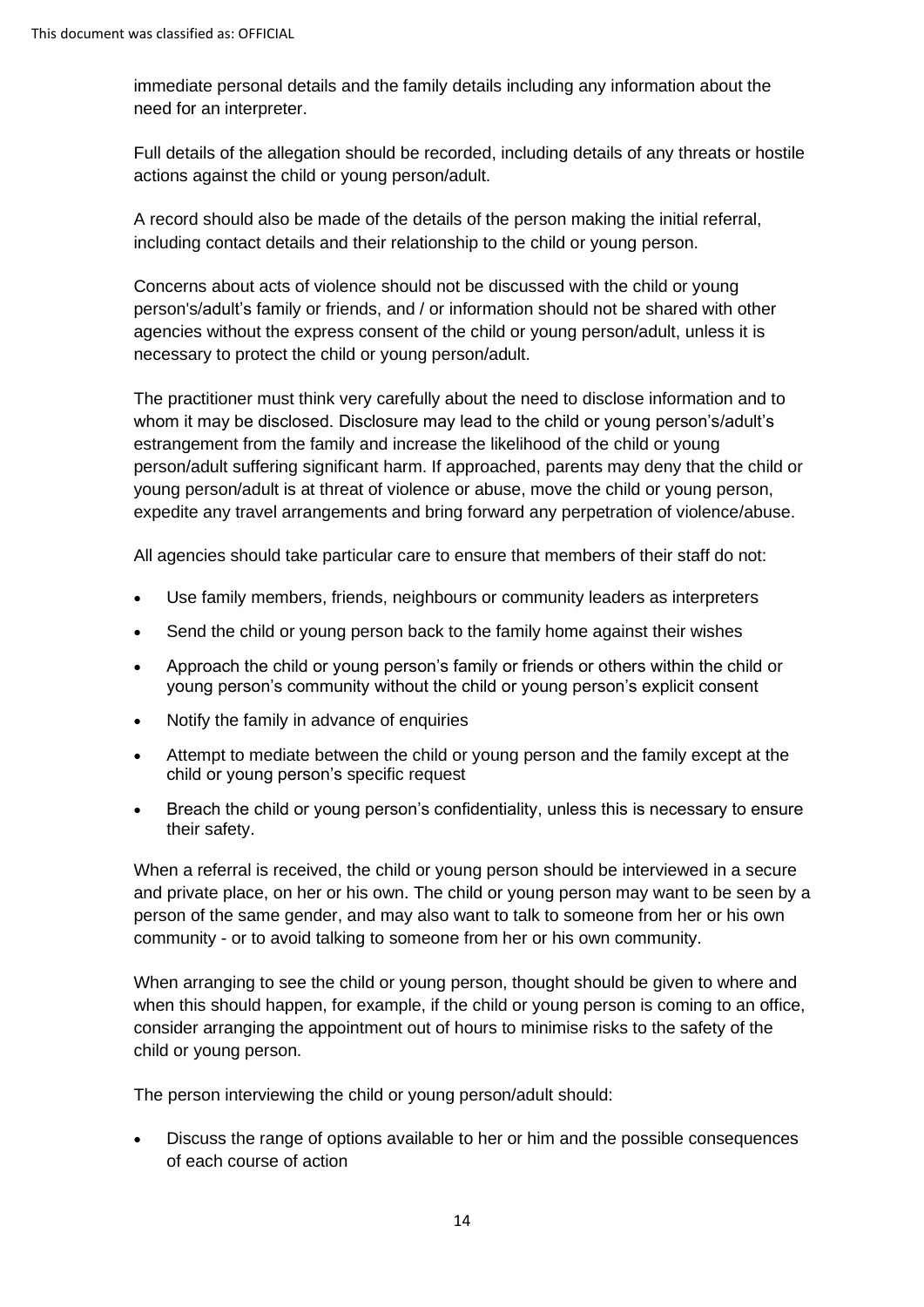immediate personal details and the family details including any information about the need for an interpreter.

Full details of the allegation should be recorded, including details of any threats or hostile actions against the child or young person/adult.

A record should also be made of the details of the person making the initial referral, including contact details and their relationship to the child or young person.

Concerns about acts of violence should not be discussed with the child or young person's/adult's family or friends, and / or information should not be shared with other agencies without the express consent of the child or young person/adult, unless it is necessary to protect the child or young person/adult.

The practitioner must think very carefully about the need to disclose information and to whom it may be disclosed. Disclosure may lead to the child or young person's/adult's estrangement from the family and increase the likelihood of the child or young person/adult suffering significant harm. If approached, parents may deny that the child or young person/adult is at threat of violence or abuse, move the child or young person, expedite any travel arrangements and bring forward any perpetration of violence/abuse.

All agencies should take particular care to ensure that members of their staff do not:

- Use family members, friends, neighbours or community leaders as interpreters
- Send the child or young person back to the family home against their wishes
- Approach the child or young person's family or friends or others within the child or young person's community without the child or young person's explicit consent
- Notify the family in advance of enquiries
- Attempt to mediate between the child or young person and the family except at the child or young person's specific request
- Breach the child or young person's confidentiality, unless this is necessary to ensure their safety.

When a referral is received, the child or young person should be interviewed in a secure and private place, on her or his own. The child or young person may want to be seen by a person of the same gender, and may also want to talk to someone from her or his own community - or to avoid talking to someone from her or his own community.

When arranging to see the child or young person, thought should be given to where and when this should happen, for example, if the child or young person is coming to an office, consider arranging the appointment out of hours to minimise risks to the safety of the child or young person.

The person interviewing the child or young person/adult should:

- Discuss the range of options available to her or him and the possible consequences of each course of action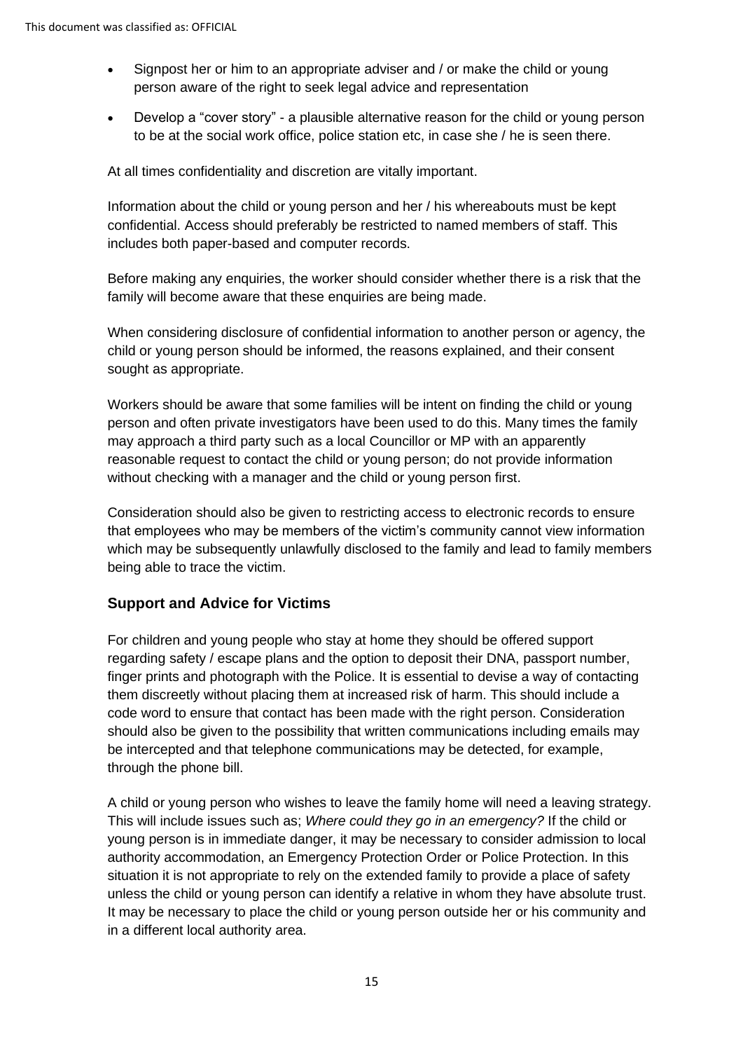- Signpost her or him to an appropriate adviser and / or make the child or young person aware of the right to seek legal advice and representation
- Develop a "cover story" - a plausible alternative reason for the child or young person to be at the social work office, police station etc, in case she / he is seen there.

At all times confidentiality and discretion are vitally important.

Information about the child or young person and her / his whereabouts must be kept confidential. Access should preferably be restricted to named members of staff. This includes both paper-based and computer records.

Before making any enquiries, the worker should consider whether there is a risk that the family will become aware that these enquiries are being made.

When considering disclosure of confidential information to another person or agency, the child or young person should be informed, the reasons explained, and their consent sought as appropriate.

Workers should be aware that some families will be intent on finding the child or young person and often private investigators have been used to do this. Many times the family may approach a third party such as a local Councillor or MP with an apparently reasonable request to contact the child or young person; do not provide information without checking with a manager and the child or young person first.

Consideration should also be given to restricting access to electronic records to ensure that employees who may be members of the victim's community cannot view information which may be subsequently unlawfully disclosed to the family and lead to family members being able to trace the victim.

## Support and Advice for Victims

For children and young people who stay at home they should be offered support regarding safety / escape plans and the option to deposit their DNA, passport number, finger prints and photograph with the Police. It is essential to devise a way of contacting them discreetly without placing them at increased risk of harm. This should include a code word to ensure that contact has been made with the right person. Consideration should also be given to the possibility that written communications including emails may be intercepted and that telephone communications may be detected, for example, through the phone bill.

A child or young person who wishes to leave the family home will need a leaving strategy. This will include issues such as; *Where could they go in an emergency?* If the child or young person is in immediate danger, it may be necessary to consider admission to local authority accommodation, an Emergency Protection Order or Police Protection. In this situation it is not appropriate to rely on the extended family to provide a place of safety unless the child or young person can identify a relative in whom they have absolute trust. It may be necessary to place the child or young person outside her or his community and in a different local authority area.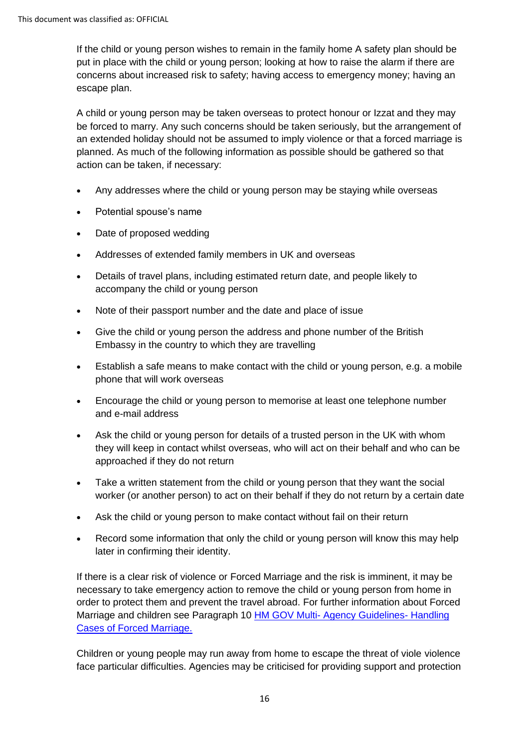If the child or young person wishes to remain in the family home A safety plan should be put in place with the child or young person; looking at how to raise the alarm if there are concerns about increased risk to safety; having access to emergency money; having an escape plan.

A child or young person may be taken overseas to protect honour or Izzat and they may be forced to marry. Any such concerns should be taken seriously, but the arrangement of an extended holiday should not be assumed to imply violence or that a forced marriage is planned. As much of the following information as possible should be gathered so that action can be taken, if necessary:

- Any addresses where the child or young person may be staying while overseas
- Potential spouse's name
- Date of proposed wedding
- Addresses of extended family members in UK and overseas
- Details of travel plans, including estimated return date, and people likely to accompany the child or young person
- Note of their passport number and the date and place of issue
- Give the child or young person the address and phone number of the British Embassy in the country to which they are travelling
- Establish a safe means to make contact with the child or young person, e.g. a mobile phone that will work overseas
- Encourage the child or young person to memorise at least one telephone number and e-mail address
- Ask the child or young person for details of a trusted person in the UK with whom they will keep in contact whilst overseas, who will act on their behalf and who can be approached if they do not return
- Take a written statement from the child or young person that they want the social worker (or another person) to act on their behalf if they do not return by a certain date
- Ask the child or young person to make contact without fail on their return
- Record some information that only the child or young person will know this may help later in confirming their identity.

If there is a clear risk of violence or Forced Marriage and the risk is imminent, it may be necessary to take emergency action to remove the child or young person from home in order to protect them and prevent the travel abroad. For further information about Forced Marriage and children see Paragraph 10 [HM GOV Multi- Agency Guidelines- Handling Cases of Forced Marriage.]()

Children or young people may run away from home to escape the threat of viole violence face particular difficulties. Agencies may be criticised for providing support and protection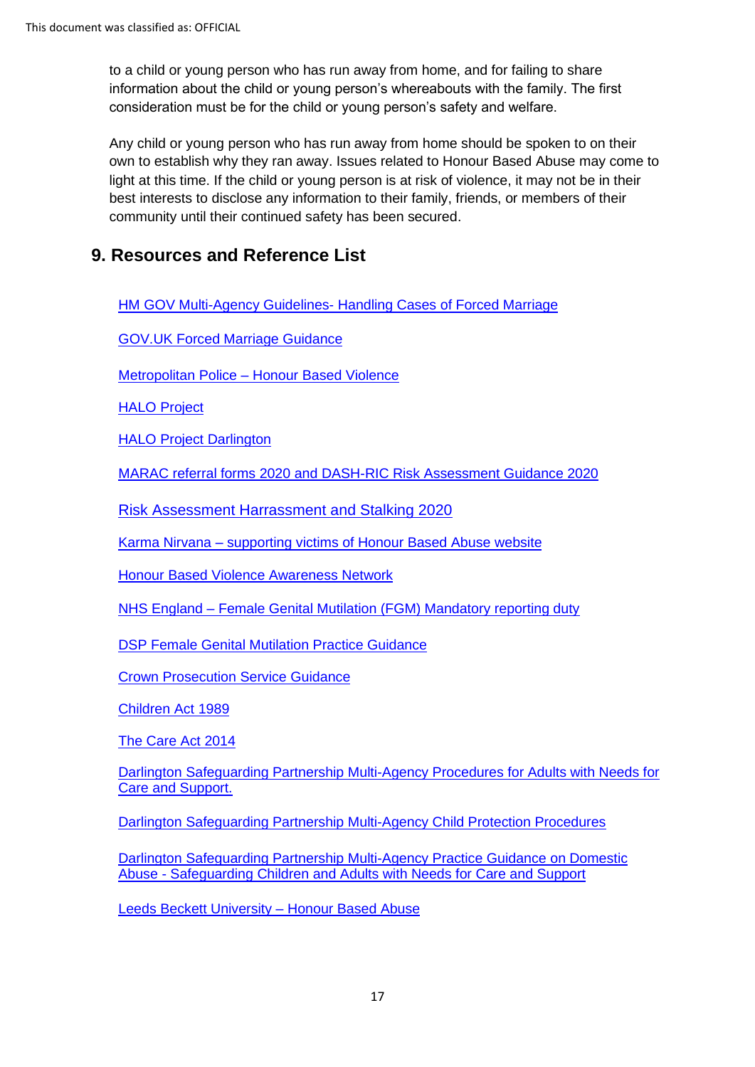to a child or young person who has run away from home, and for failing to share information about the child or young person's whereabouts with the family. The first consideration must be for the child or young person's safety and welfare.

Any child or young person who has run away from home should be spoken to on their own to establish why they ran away. Issues related to Honour Based Abuse may come to light at this time. If the child or young person is at risk of violence, it may not be in their best interests to disclose any information to their family, friends, or members of their community until their continued safety has been secured.

## 9. Resources and Reference List

HM GOV Multi-Agency Guidelines- Handling Cases of Forced Marriage

GOV.UK Forced Marriage Guidance

Metropolitan Police – Honour Based Violence

HALO Project

HALO Project Darlington

MARAC referral forms 2020 and DASH-RIC Risk Assessment Guidance 2020

Risk Assessment Harrassment and Stalking 2020

Karma Nirvana – supporting victims of Honour Based Abuse website

Honour Based Violence Awareness Network

NHS England – Female Genital Mutilation (FGM) Mandatory reporting duty

DSP Female Genital Mutilation Practice Guidance

Crown Prosecution Service Guidance

Children Act 1989

The Care Act 2014

Darlington Safeguarding Partnership Multi-Agency Procedures for Adults with Needs for Care and Support.

Darlington Safeguarding Partnership Multi-Agency Child Protection Procedures

Darlington Safeguarding Partnership Multi-Agency Practice Guidance on Domestic Abuse - Safeguarding Children and Adults with Needs for Care and Support

Leeds Beckett University – Honour Based Abuse